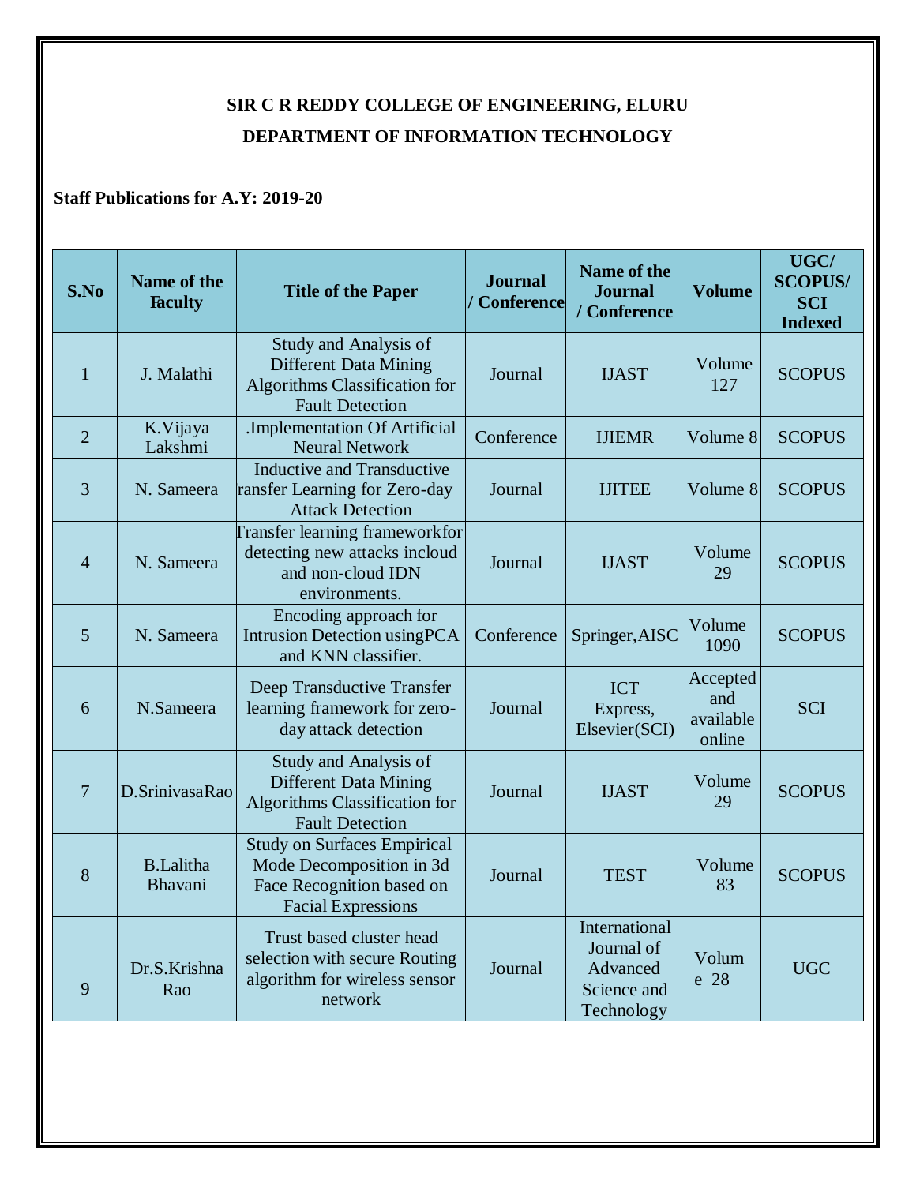# SIR C R REDDY COLLEGE OF ENGINEERING, ELURU

## DEPARTMENT OF INFORMATION TECHNOLOGY

**Staff Publications for A.Y: 2019-20**

| S.No | Name of the Faculty | Title of the Paper | Journal / Conference | Name of the Journal / Conference | Volume | UGC/ SCOPUS/ SCI Indexed |
|---|---|---|---|---|---|---|
| 1 | J. Malathi | Study and Analysis of Different Data Mining Algorithms Classification for Fault Detection | Journal | IJAST | Volume 127 | SCOPUS |
| 2 | K.Vijaya Lakshmi | .Implementation Of Artificial Neural Network | Conference | IJIEMR | Volume 8 | SCOPUS |
| 3 | N. Sameera | Inductive and Transductive ransfer Learning for Zero-day Attack Detection | Journal | IJITEE | Volume 8 | SCOPUS |
| 4 | N. Sameera | Transfer learning frameworkfor detecting new attacks incloud and non-cloud IDN environments. | Journal | IJAST | Volume 29 | SCOPUS |
| 5 | N. Sameera | Encoding approach for Intrusion Detection usingPCA and KNN classifier. | Conference | Springer,AISC | Volume 1090 | SCOPUS |
| 6 | N.Sameera | Deep Transductive Transfer learning framework for zero-day attack detection | Journal | ICT Express, Elsevier(SCI) | Accepted and available online | SCI |
| 7 | D.SrinivasaRao | Study and Analysis of Different Data Mining Algorithms Classification for Fault Detection | Journal | IJAST | Volume 29 | SCOPUS |
| 8 | B.Lalitha Bhavani | Study on Surfaces Empirical Mode Decomposition in 3d Face Recognition based on Facial Expressions | Journal | TEST | Volume 83 | SCOPUS |
| 9 | Dr.S.Krishna Rao | Trust based cluster head selection with secure Routing algorithm for wireless sensor network | Journal | International Journal of Advanced Science and Technology | Volume 28 | UGC |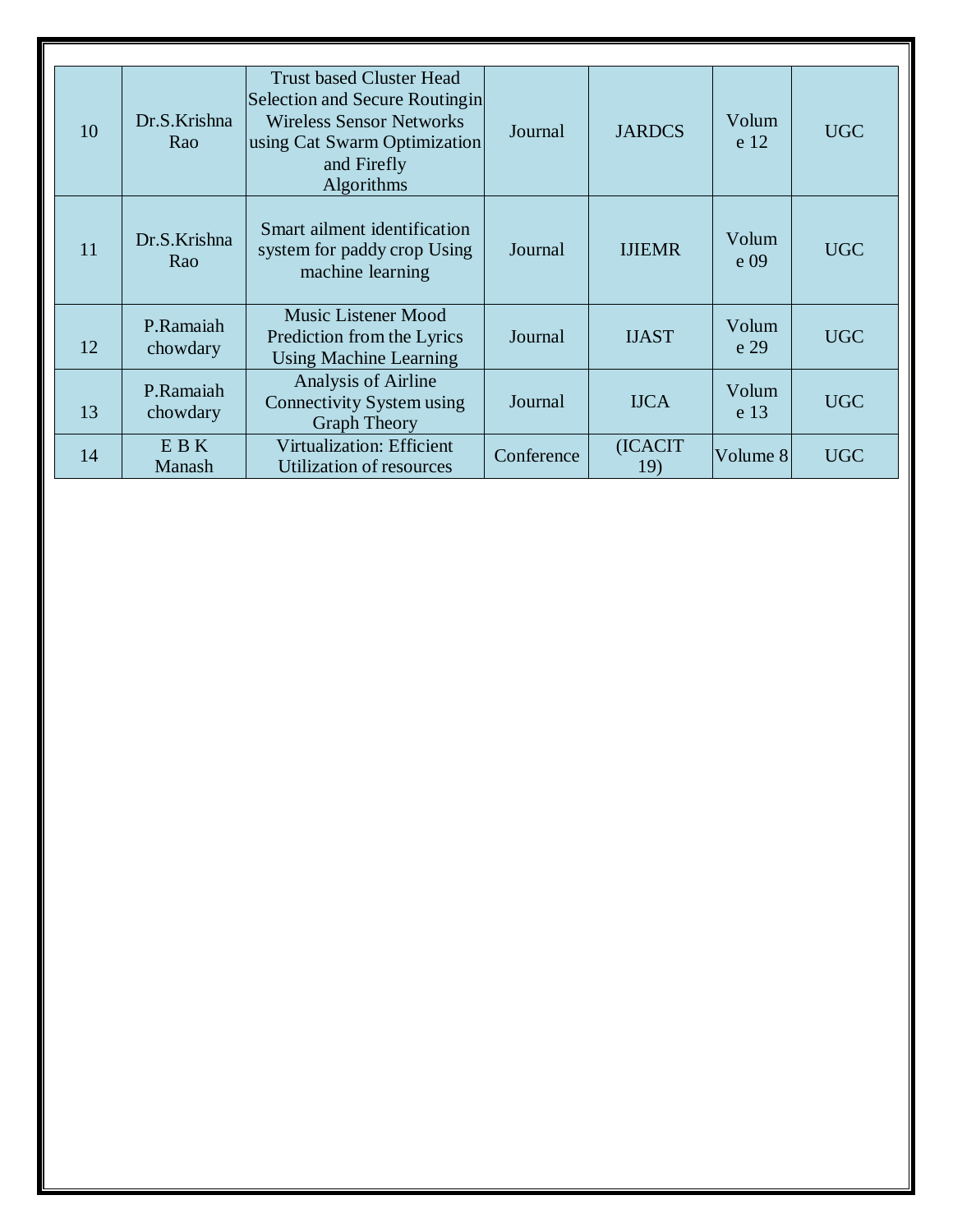| | | | | | | |
|---|---|---|---|---|---|---|
| 10 | Dr.S.Krishna Rao | Trust based Cluster Head Selection and Secure Routingin Wireless Sensor Networks using Cat Swarm Optimization and Firefly Algorithms | Journal | JARDCS | Volume 12 | UGC |
| 11 | Dr.S.Krishna Rao | Smart ailment identification system for paddy crop Using machine learning | Journal | IJIEMR | Volume 09 | UGC |
| 12 | P.Ramaiah chowdary | Music Listener Mood Prediction from the Lyrics Using Machine Learning | Journal | IJAST | Volume 29 | UGC |
| 13 | P.Ramaiah chowdary | Analysis of Airline Connectivity System using Graph Theory | Journal | IJCA | Volume 13 | UGC |
| 14 | E B K Manash | Virtualization: Efficient Utilization of resources | Conference | (ICACIT 19) | Volume 8 | UGC |